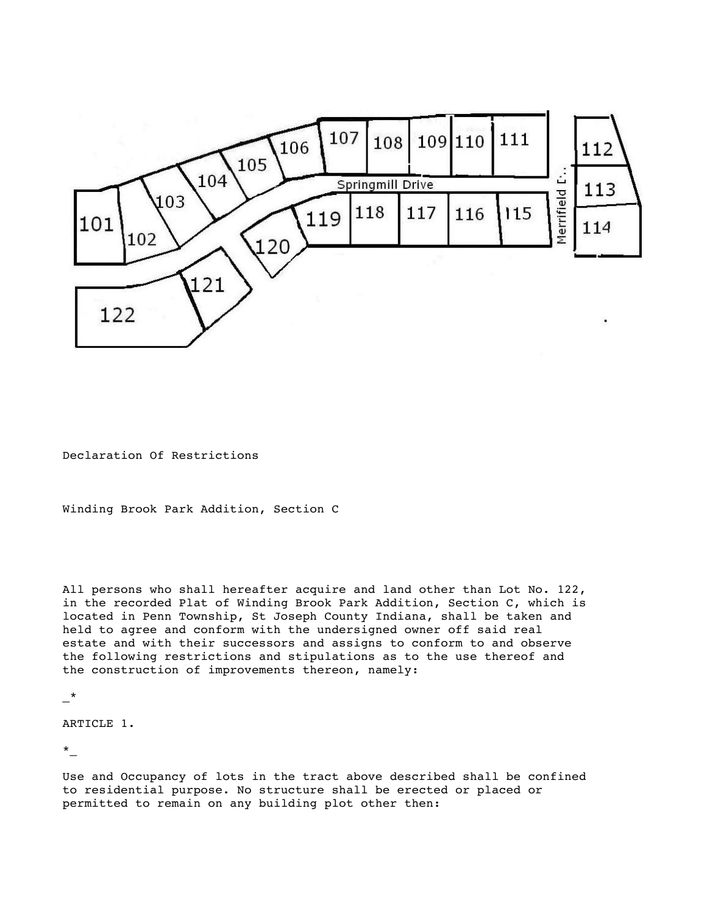Declaration Of Restrictions

Winding Brook Park Addition, Section C

All persons who shall hereafter acquire and land other than Lot No. 122, in the recorded Plat of Winding Brook Park Addition, Section C, which is located in Penn Township, St Joseph County Indiana, shall be taken and held to agree and conform with the undersigned owner off said real estate and with their successors and assigns to conform to and observe the following restrictions and stipulations as to the use thereof and the construction of improvements thereon, namely:

_*

ARTICLE 1.

*_

Use and Occupancy of lots in the tract above described shall be confined to residential purpose. No structure shall be erected or placed or permitted to remain on any building plot other then: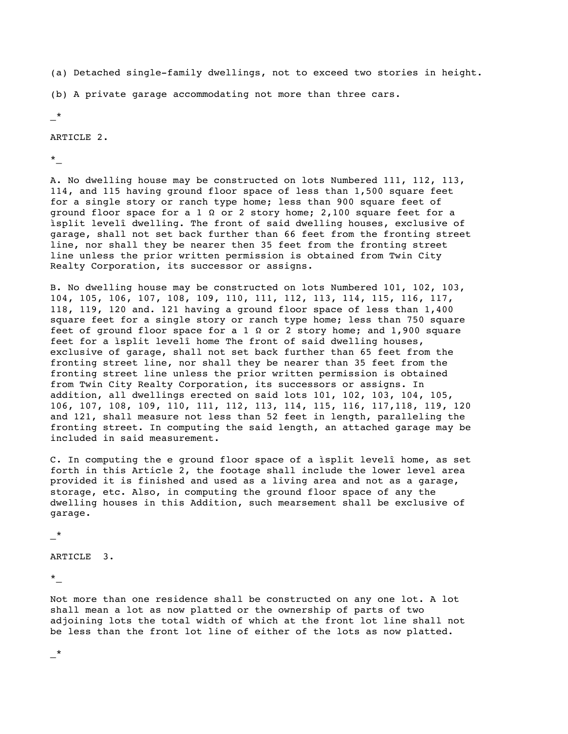(a) Detached single-family dwellings, not to exceed two stories in height.

(b) A private garage accommodating not more than three cars.

_*

ARTICLE 2.

*_

A. No dwelling house may be constructed on lots Numbered 111, 112, 113, 114, and 115 having ground floor space of less than 1,500 square feet for a single story or ranch type home; less than 900 square feet of ground floor space for a 1 Ω or 2 story home; 2,100 square feet for a ìsplit levelî dwelling. The front of said dwelling houses, exclusive of garage, shall not set back further than 66 feet from the fronting street line, nor shall they be nearer then 35 feet from the fronting street line unless the prior written permission is obtained from Twin City Realty Corporation, its successor or assigns.

B. No dwelling house may be constructed on lots Numbered 101, 102, 103, 104, 105, 106, 107, 108, 109, 110, 111, 112, 113, 114, 115, 116, 117, 118, 119, 120 and. 121 having a ground floor space of less than 1,400 square feet for a single story or ranch type home; less than 750 square feet of ground floor space for a 1 Ω or 2 story home; and 1,900 square feet for a ìsplit levelî home The front of said dwelling houses, exclusive of garage, shall not set back further than 65 feet from the fronting street line, nor shall they be nearer than 35 feet from the fronting street line unless the prior written permission is obtained from Twin City Realty Corporation, its successors or assigns. In addition, all dwellings erected on said lots 101, 102, 103, 104, 105, 106, 107, 108, 109, 110, 111, 112, 113, 114, 115, 116, 117,118, 119, 120 and 121, shall measure not less than 52 feet in length, paralleling the fronting street. In computing the said length, an attached garage may be included in said measurement.

C. In computing the e ground floor space of a ìsplit levelî home, as set forth in this Article 2, the footage shall include the lower level area provided it is finished and used as a living area and not as a garage, storage, etc. Also, in computing the ground floor space of any the dwelling houses in this Addition, such mearsement shall be exclusive of garage.

_*

ARTICLE 3.

*_

Not more than one residence shall be constructed on any one lot. A lot shall mean a lot as now platted or the ownership of parts of two adjoining lots the total width of which at the front lot line shall not be less than the front lot line of either of the lots as now platted.

_*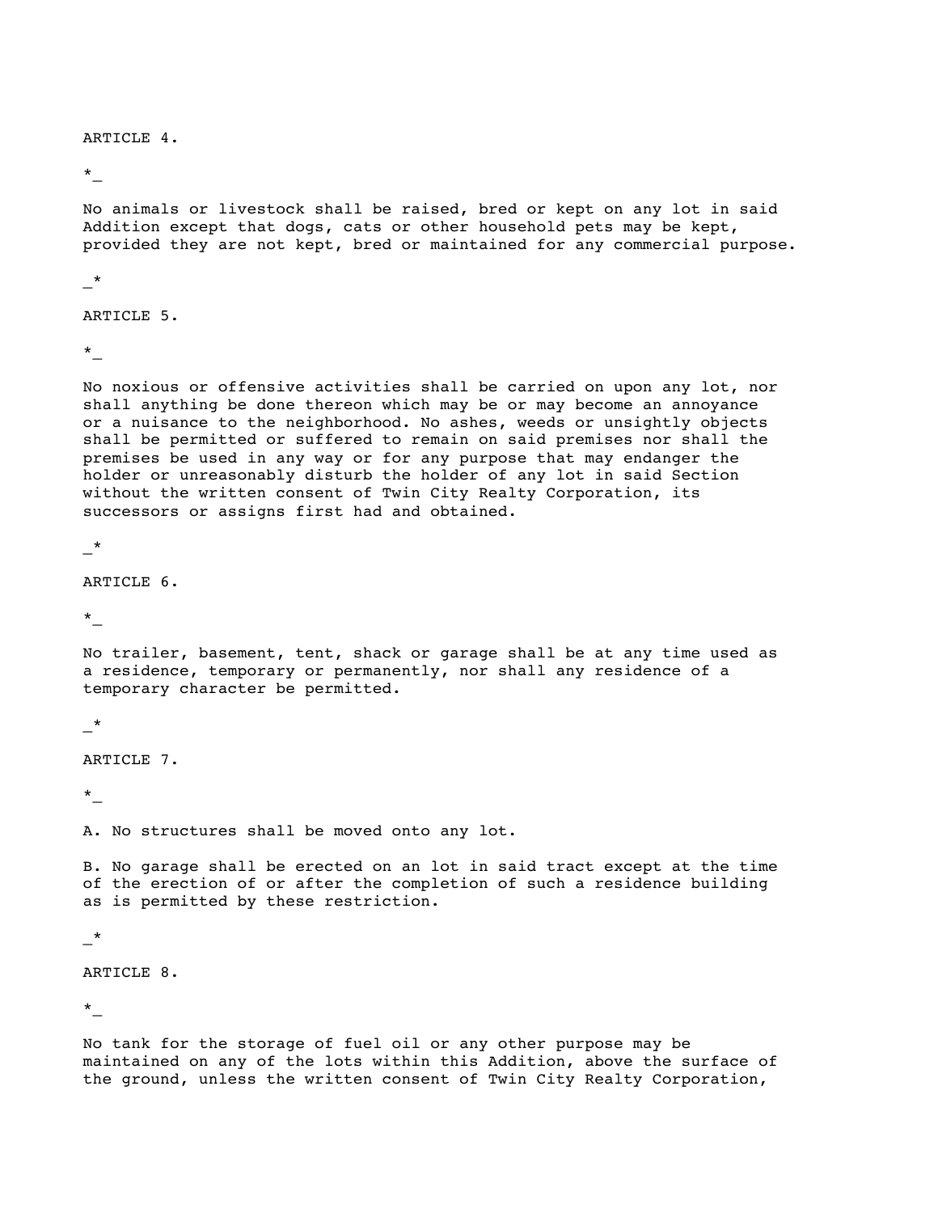ARTICLE 4.

*_

No animals or livestock shall be raised, bred or kept on any lot in said Addition except that dogs, cats or other household pets may be kept, provided they are not kept, bred or maintained for any commercial purpose.

_*

ARTICLE 5.

*_

No noxious or offensive activities shall be carried on upon any lot, nor shall anything be done thereon which may be or may become an annoyance or a nuisance to the neighborhood. No ashes, weeds or unsightly objects shall be permitted or suffered to remain on said premises nor shall the premises be used in any way or for any purpose that may endanger the holder or unreasonably disturb the holder of any lot in said Section without the written consent of Twin City Realty Corporation, its successors or assigns first had and obtained.

_*

ARTICLE 6.

*_

No trailer, basement, tent, shack or garage shall be at any time used as a residence, temporary or permanently, nor shall any residence of a temporary character be permitted.

_*

ARTICLE 7.

*_

A. No structures shall be moved onto any lot.

B. No garage shall be erected on an lot in said tract except at the time of the erection of or after the completion of such a residence building as is permitted by these restriction.

_*

ARTICLE 8.

*_

No tank for the storage of fuel oil or any other purpose may be maintained on any of the lots within this Addition, above the surface of the ground, unless the written consent of Twin City Realty Corporation,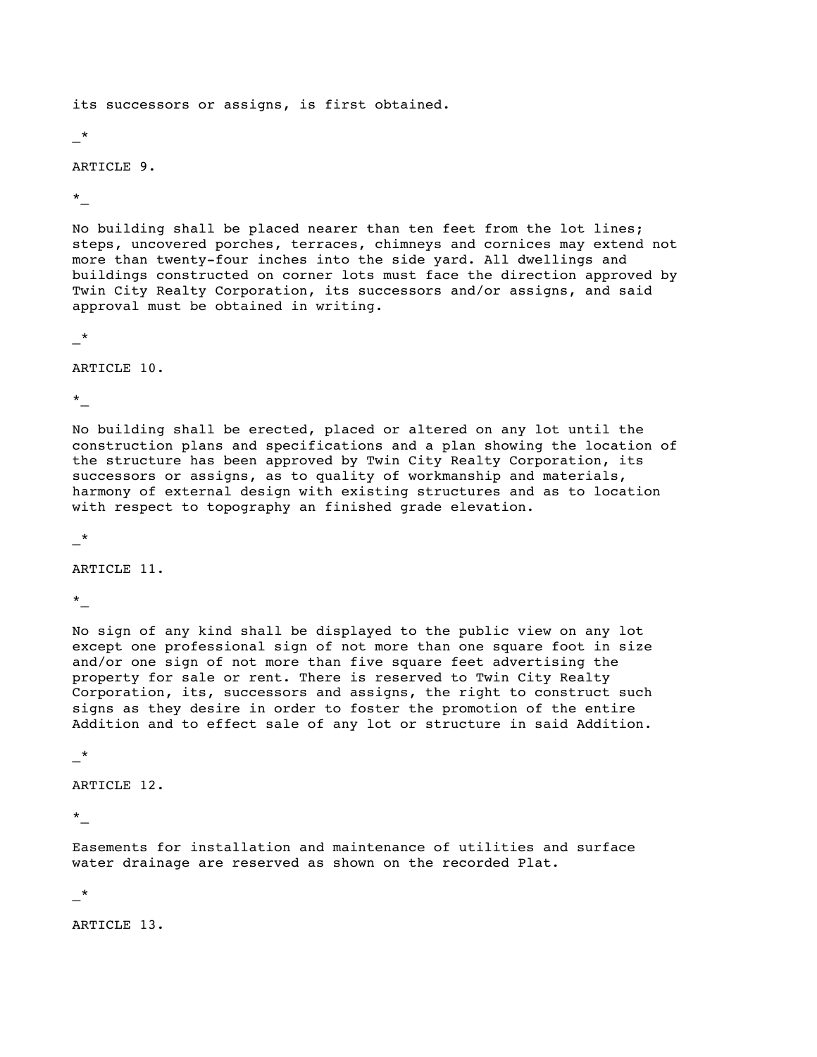its successors or assigns, is first obtained.

_*

ARTICLE 9.

*_

No building shall be placed nearer than ten feet from the lot lines; steps, uncovered porches, terraces, chimneys and cornices may extend not more than twenty-four inches into the side yard. All dwellings and buildings constructed on corner lots must face the direction approved by Twin City Realty Corporation, its successors and/or assigns, and said approval must be obtained in writing.

_*

ARTICLE 10.

*_

No building shall be erected, placed or altered on any lot until the construction plans and specifications and a plan showing the location of the structure has been approved by Twin City Realty Corporation, its successors or assigns, as to quality of workmanship and materials, harmony of external design with existing structures and as to location with respect to topography an finished grade elevation.

_*

ARTICLE 11.

*_

No sign of any kind shall be displayed to the public view on any lot except one professional sign of not more than one square foot in size and/or one sign of not more than five square feet advertising the property for sale or rent. There is reserved to Twin City Realty Corporation, its, successors and assigns, the right to construct such signs as they desire in order to foster the promotion of the entire Addition and to effect sale of any lot or structure in said Addition.

_*

ARTICLE 12.

*_

Easements for installation and maintenance of utilities and surface water drainage are reserved as shown on the recorded Plat.

_*

ARTICLE 13.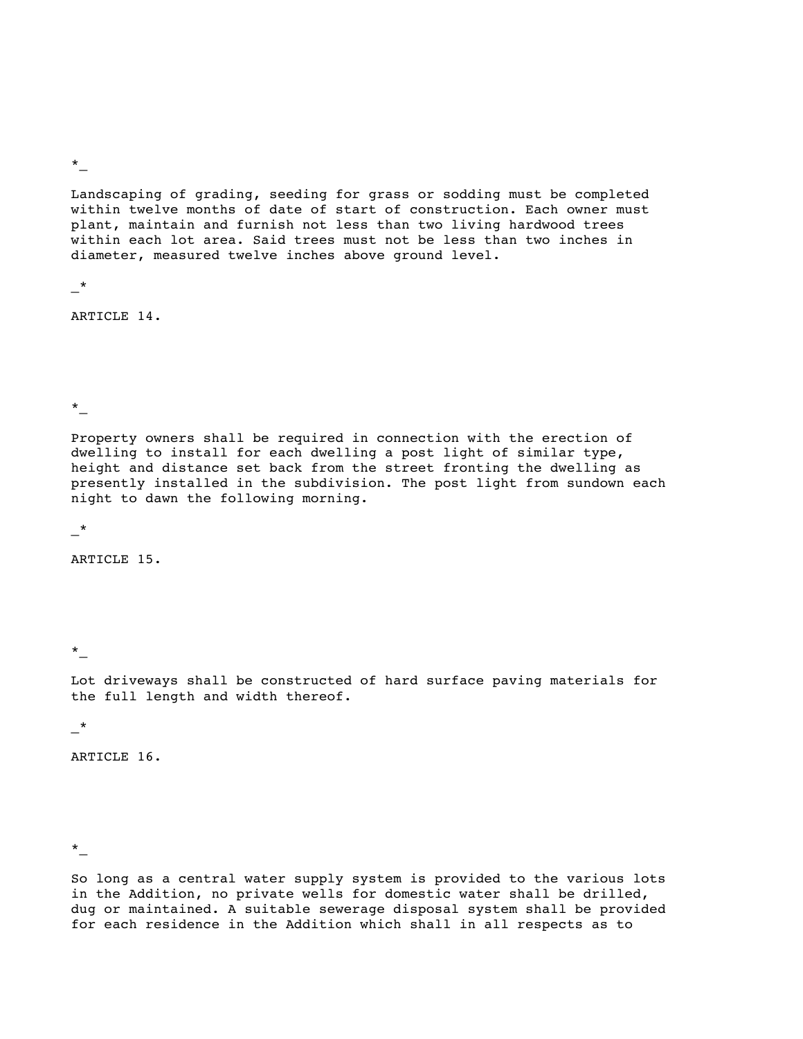*_

Landscaping of grading, seeding for grass or sodding must be completed within twelve months of date of start of construction. Each owner must plant, maintain and furnish not less than two living hardwood trees within each lot area. Said trees must not be less than two inches in diameter, measured twelve inches above ground level.

_*

ARTICLE 14.

*_

Property owners shall be required in connection with the erection of dwelling to install for each dwelling a post light of similar type, height and distance set back from the street fronting the dwelling as presently installed in the subdivision. The post light from sundown each night to dawn the following morning.

_*

ARTICLE 15.

*_

Lot driveways shall be constructed of hard surface paving materials for the full length and width thereof.

_*

ARTICLE 16.

*_

So long as a central water supply system is provided to the various lots in the Addition, no private wells for domestic water shall be drilled, dug or maintained. A suitable sewerage disposal system shall be provided for each residence in the Addition which shall in all respects as to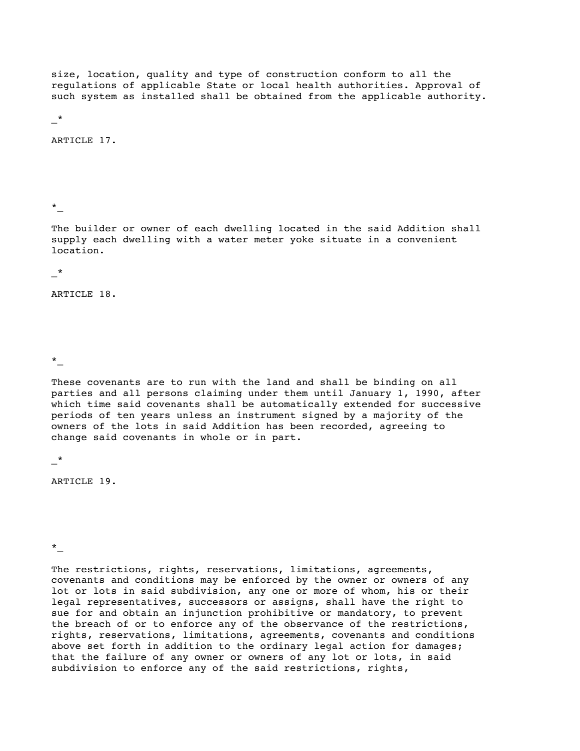size, location, quality and type of construction conform to all the regulations of applicable State or local health authorities. Approval of such system as installed shall be obtained from the applicable authority.

_*

ARTICLE 17.

*_

The builder or owner of each dwelling located in the said Addition shall supply each dwelling with a water meter yoke situate in a convenient location.

_*

ARTICLE 18.

*_

These covenants are to run with the land and shall be binding on all parties and all persons claiming under them until January 1, 1990, after which time said covenants shall be automatically extended for successive periods of ten years unless an instrument signed by a majority of the owners of the lots in said Addition has been recorded, agreeing to change said covenants in whole or in part.

_*

ARTICLE 19.

*_

The restrictions, rights, reservations, limitations, agreements, covenants and conditions may be enforced by the owner or owners of any lot or lots in said subdivision, any one or more of whom, his or their legal representatives, successors or assigns, shall have the right to sue for and obtain an injunction prohibitive or mandatory, to prevent the breach of or to enforce any of the observance of the restrictions, rights, reservations, limitations, agreements, covenants and conditions above set forth in addition to the ordinary legal action for damages; that the failure of any owner or owners of any lot or lots, in said subdivision to enforce any of the said restrictions, rights,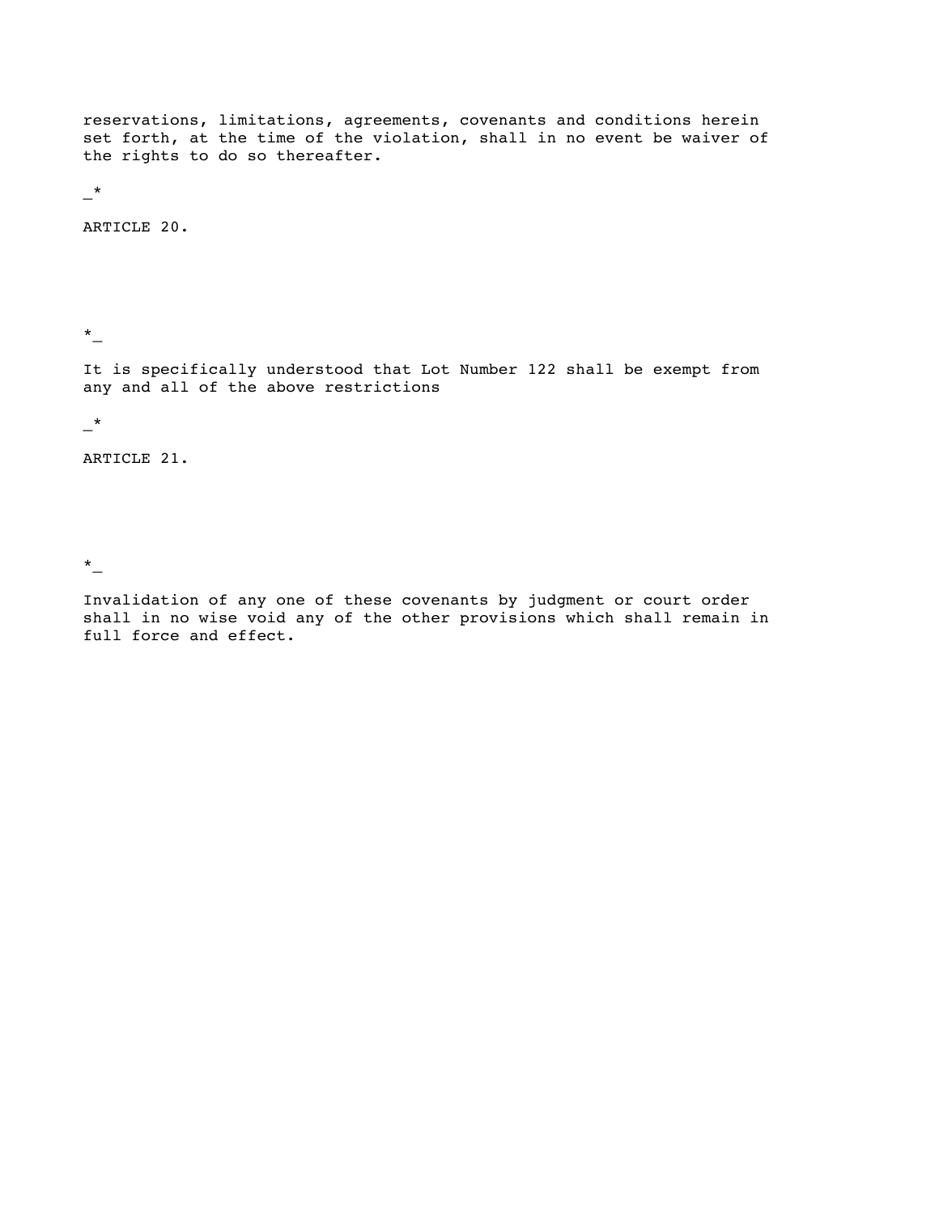reservations, limitations, agreements, covenants and conditions herein set forth, at the time of the violation, shall in no event be waiver of the rights to do so thereafter.

_*

ARTICLE 20.

*_

It is specifically understood that Lot Number 122 shall be exempt from any and all of the above restrictions

_*

ARTICLE 21.

*_

Invalidation of any one of these covenants by judgment or court order shall in no wise void any of the other provisions which shall remain in full force and effect.